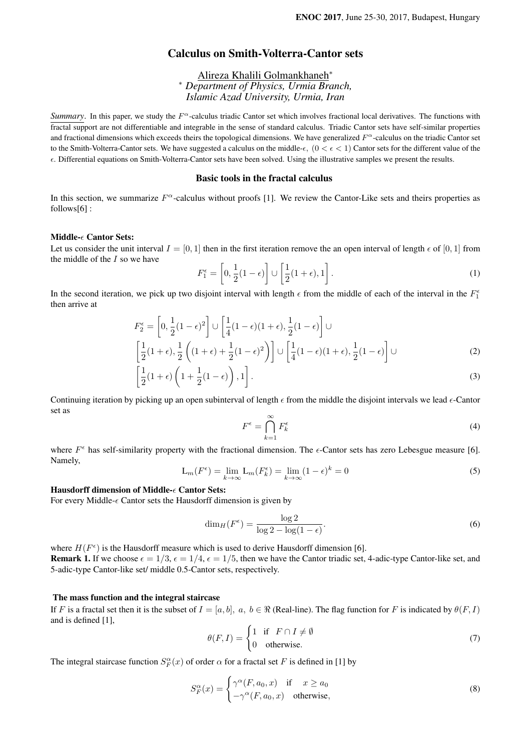# Calculus on Smith-Volterra-Cantor sets

Alireza Khalili Golmankhaneh*

* *Department of Physics, Urmia Branch, Islamic Azad University, Urmia, Iran*

***Summary***. In this paper, we study the $F^{\alpha}$-calculus triadic Cantor set which involves fractional local derivatives. The functions with fractal support are not differentiable and integrable in the sense of standard calculus. Triadic Cantor sets have self-similar properties and fractional dimensions which exceeds theirs the topological dimensions. We have generalized $F^{\alpha}$-calculus on the triadic Cantor set to the Smith-Volterra-Cantor sets. We have suggested a calculus on the middle-$\epsilon$, $(0 < \epsilon < 1)$ Cantor sets for the different value of the $\epsilon$. Differential equations on Smith-Volterra-Cantor sets have been solved. Using the illustrative samples we present the results.

## Basic tools in the fractal calculus

In this section, we summarize $F^{\alpha}$-calculus without proofs [1]. We review the Cantor-Like sets and theirs properties as follows[6] :

### Middle-$\epsilon$ Cantor Sets:

Let us consider the unit interval $I = [0, 1]$ then in the first iteration remove the an open interval of length $\epsilon$ of $[0, 1]$ from the middle of the $I$ so we have

$$F_1^{\epsilon} = \left[0, \frac{1}{2}(1-\epsilon)\right] \cup \left[\frac{1}{2}(1+\epsilon), 1\right]. \tag{1}$$

In the second iteration, we pick up two disjoint interval with length $\epsilon$ from the middle of each of the interval in the $F_1^{\epsilon}$ then arrive at

$$F_2^{\epsilon} = \left[0, \frac{1}{2}(1-\epsilon)^2\right] \cup \left[\frac{1}{4}(1-\epsilon)(1+\epsilon), \frac{1}{2}(1-\epsilon)\right] \cup$$
$$\left[\frac{1}{2}(1+\epsilon), \frac{1}{2}\left((1+\epsilon)+\frac{1}{2}(1-\epsilon)^2\right)\right] \cup \left[\frac{1}{4}(1-\epsilon)(1+\epsilon), \frac{1}{2}(1-\epsilon)\right] \cup \tag{2}$$
$$\left[\frac{1}{2}(1+\epsilon)\left(1+\frac{1}{2}(1-\epsilon)\right), 1\right]. \tag{3}$$

Continuing iteration by picking up an open subinterval of length $\epsilon$ from the middle the disjoint intervals we lead $\epsilon$-Cantor set as

$$F^{\epsilon} = \bigcap_{k=1}^{\infty} F_k^{\epsilon} \tag{4}$$

where $F^{\epsilon}$ has self-similarity property with the fractional dimension. The $\epsilon$-Cantor sets has zero Lebesgue measure [6]. Namely,

$$\mathrm{L}_m(F^{\epsilon}) = \lim_{k\to\infty} \mathrm{L}_m(F_k^{\epsilon}) = \lim_{k\to\infty} (1-\epsilon)^k = 0 \tag{5}$$

### Hausdorff dimension of Middle-$\epsilon$ Cantor Sets:

For every Middle-$\epsilon$ Cantor sets the Hausdorff dimension is given by

$$\dim_H(F^{\epsilon}) = \frac{\log 2}{\log 2 - \log(1-\epsilon)}. \tag{6}$$

where $H(F^{\epsilon})$ is the Hausdorff measure which is used to derive Hausdorff dimension [6].

**Remark 1.** If we choose $\epsilon = 1/3$, $\epsilon = 1/4$, $\epsilon = 1/5$, then we have the Cantor triadic set, 4-adic-type Cantor-like set, and 5-adic-type Cantor-like set/ middle 0.5-Cantor sets, respectively.

### The mass function and the integral staircase

If $F$ is a fractal set then it is the subset of $I = [a, b]$, $a$, $b \in \Re$ (Real-line). The flag function for $F$ is indicated by $\theta(F, I)$ and is defined [1],

$$\theta(F, I) = \begin{cases} 1 & \text{if} \quad F \cap I \neq \emptyset \\ 0 & \text{otherwise.} \end{cases} \tag{7}$$

The integral staircase function $S_F^{\alpha}(x)$ of order $\alpha$ for a fractal set $F$ is defined in [1] by

$$S_F^{\alpha}(x) = \begin{cases} \gamma^{\alpha}(F, a_0, x) & \text{if} \quad x \geq a_0 \\ -\gamma^{\alpha}(F, a_0, x) & \text{otherwise,} \end{cases} \tag{8}$$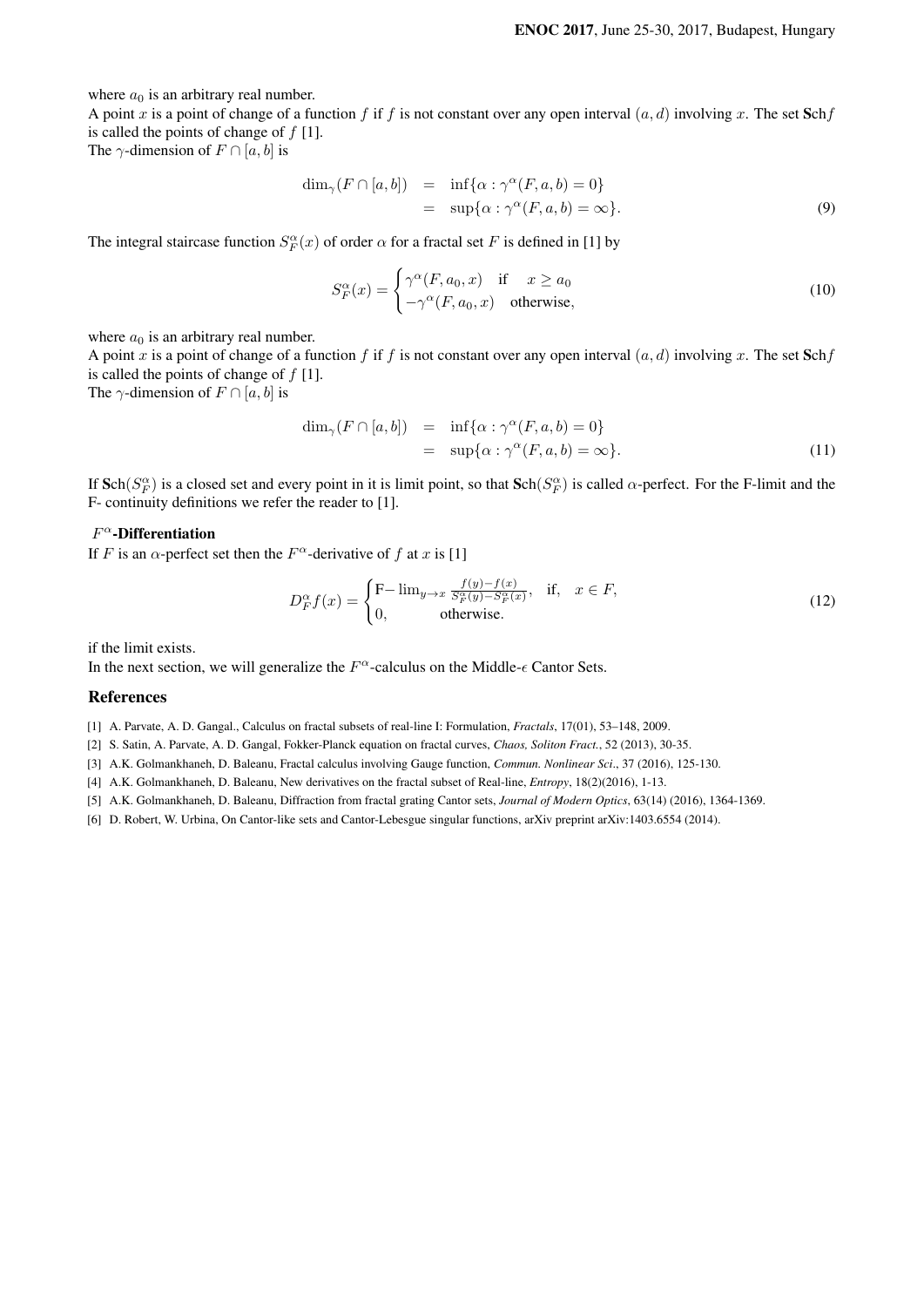where $a_0$ is an arbitrary real number.
A point $x$ is a point of change of a function $f$ if $f$ is not constant over any open interval $(a, d)$ involving $x$. The set $\mathbf{S}\mathrm{ch}f$ is called the points of change of $f$ [1].
The $\gamma$-dimension of $F \cap [a, b]$ is

$$
\begin{aligned}
\dim_{\gamma}(F \cap [a,b]) &= \inf\{\alpha : \gamma^{\alpha}(F, a, b) = 0\} \\
&= \sup\{\alpha : \gamma^{\alpha}(F, a, b) = \infty\}.
\end{aligned}
\tag{9}
$$

The integral staircase function $S_F^{\alpha}(x)$ of order $\alpha$ for a fractal set $F$ is defined in [1] by

$$
S_F^{\alpha}(x) = \begin{cases} \gamma^{\alpha}(F, a_0, x) & \text{if} \quad x \geq a_0 \\ -\gamma^{\alpha}(F, a_0, x) & \text{otherwise,} \end{cases}
\tag{10}
$$

where $a_0$ is an arbitrary real number.
A point $x$ is a point of change of a function $f$ if $f$ is not constant over any open interval $(a, d)$ involving $x$. The set $\mathbf{S}\mathrm{ch}f$ is called the points of change of $f$ [1].
The $\gamma$-dimension of $F \cap [a, b]$ is

$$
\begin{aligned}
\dim_{\gamma}(F \cap [a,b]) &= \inf\{\alpha : \gamma^{\alpha}(F, a, b) = 0\} \\
&= \sup\{\alpha : \gamma^{\alpha}(F, a, b) = \infty\}.
\end{aligned}
\tag{11}
$$

If $\mathbf{S}\mathrm{ch}(S_F^{\alpha})$ is a closed set and every point in it is limit point, so that $\mathbf{S}\mathrm{ch}(S_F^{\alpha})$ is called $\alpha$-perfect. For the F-limit and the F- continuity definitions we refer the reader to [1].

### $F^{\alpha}$-Differentiation

If $F$ is an $\alpha$-perfect set then the $F^{\alpha}$-derivative of $f$ at $x$ is [1]

$$
D_F^{\alpha} f(x) = \begin{cases} \text{F-}\lim_{y \to x} \frac{f(y) - f(x)}{S_F^{\alpha}(y) - S_F^{\alpha}(x)}, & \text{if,} \quad x \in F, \\ 0, & \text{otherwise.} \end{cases}
\tag{12}
$$

if the limit exists.
In the next section, we will generalize the $F^{\alpha}$-calculus on the Middle-$\epsilon$ Cantor Sets.

## References

[1] A. Parvate, A. D. Gangal., Calculus on fractal subsets of real-line I: Formulation, *Fractals*, 17(01), 53–148, 2009.

[2] S. Satin, A. Parvate, A. D. Gangal, Fokker-Planck equation on fractal curves, *Chaos, Soliton Fract.*, 52 (2013), 30-35.

[3] A.K. Golmankhaneh, D. Baleanu, Fractal calculus involving Gauge function, *Commun. Nonlinear Sci.*, 37 (2016), 125-130.

[4] A.K. Golmankhaneh, D. Baleanu, New derivatives on the fractal subset of Real-line, *Entropy*, 18(2)(2016), 1-13.

[5] A.K. Golmankhaneh, D. Baleanu, Diffraction from fractal grating Cantor sets, *Journal of Modern Optics*, 63(14) (2016), 1364-1369.

[6] D. Robert, W. Urbina, On Cantor-like sets and Cantor-Lebesgue singular functions, arXiv preprint arXiv:1403.6554 (2014).